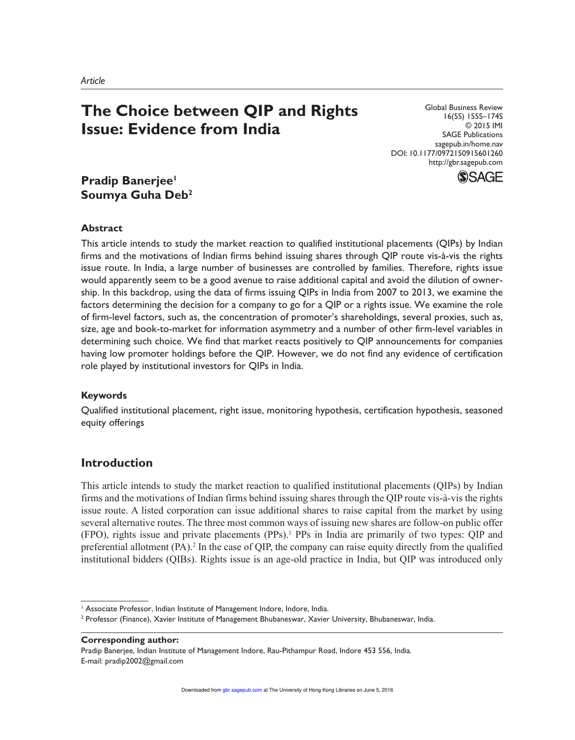*Article*

# The Choice between QIP and Rights Issue: Evidence from India

**Pradip Banerjee**[1]
**Soumya Guha Deb**[2]

### Abstract

This article intends to study the market reaction to qualified institutional placements (QIPs) by Indian firms and the motivations of Indian firms behind issuing shares through QIP route vis-à-vis the rights issue route. In India, a large number of businesses are controlled by families. Therefore, rights issue would apparently seem to be a good avenue to raise additional capital and avoid the dilution of ownership. In this backdrop, using the data of firms issuing QIPs in India from 2007 to 2013, we examine the factors determining the decision for a company to go for a QIP or a rights issue. We examine the role of firm-level factors, such as, the concentration of promoter's shareholdings, several proxies, such as, size, age and book-to-market for information asymmetry and a number of other firm-level variables in determining such choice. We find that market reacts positively to QIP announcements for companies having low promoter holdings before the QIP. However, we do not find any evidence of certification role played by institutional investors for QIPs in India.

### Keywords

Qualified institutional placement, right issue, monitoring hypothesis, certification hypothesis, seasoned equity offerings

## Introduction

This article intends to study the market reaction to qualified institutional placements (QIPs) by Indian firms and the motivations of Indian firms behind issuing shares through the QIP route vis-à-vis the rights issue route. A listed corporation can issue additional shares to raise capital from the market by using several alternative routes. The three most common ways of issuing new shares are follow-on public offer (FPO), rights issue and private placements (PPs).[1] PPs in India are primarily of two types: QIP and preferential allotment (PA).[2] In the case of QIP, the company can raise equity directly from the qualified institutional bidders (QIBs). Rights issue is an age-old practice in India, but QIP was introduced only

---

[1] Associate Professor, Indian Institute of Management Indore, Indore, India.
[2] Professor (Finance), Xavier Institute of Management Bhubaneswar, Xavier University, Bhubaneswar, India.

**Corresponding author:**
Pradip Banerjee, Indian Institute of Management Indore, Rau-Pithampur Road, Indore 453 556, India.
E-mail: pradip2002@gmail.com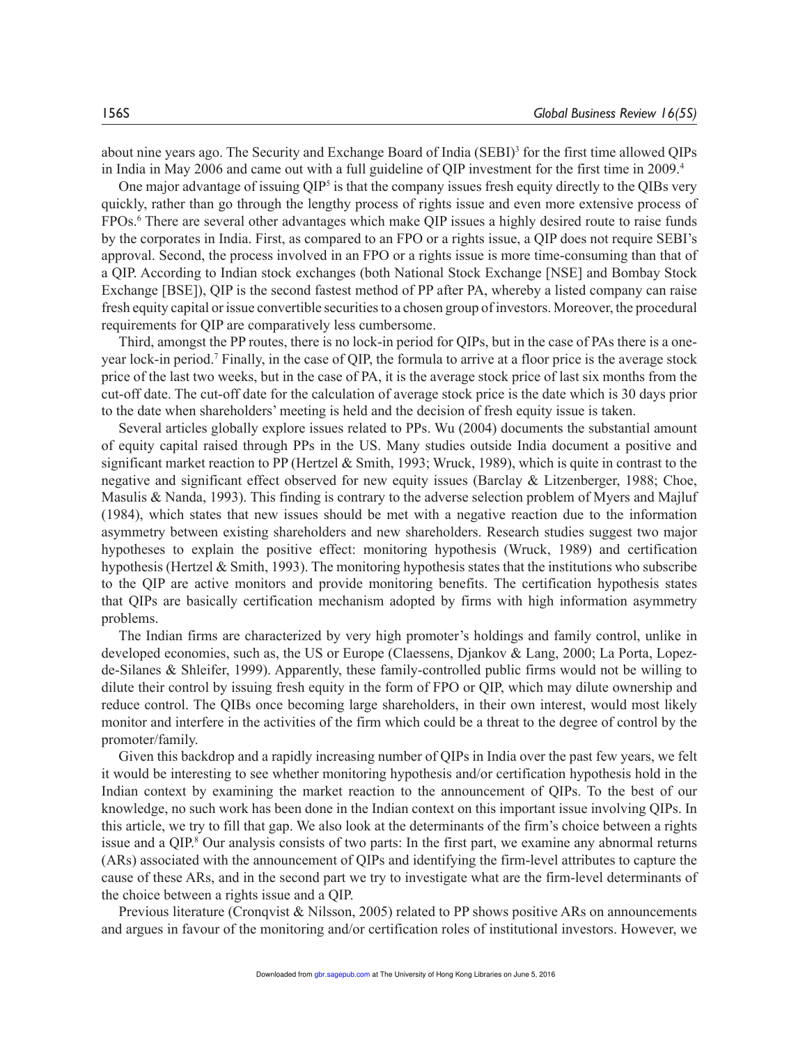about nine years ago. The Security and Exchange Board of India (SEBI)[3] for the first time allowed QIPs in India in May 2006 and came out with a full guideline of QIP investment for the first time in 2009.[4]

One major advantage of issuing QIP[5] is that the company issues fresh equity directly to the QIBs very quickly, rather than go through the lengthy process of rights issue and even more extensive process of FPOs.[6] There are several other advantages which make QIP issues a highly desired route to raise funds by the corporates in India. First, as compared to an FPO or a rights issue, a QIP does not require SEBI's approval. Second, the process involved in an FPO or a rights issue is more time-consuming than that of a QIP. According to Indian stock exchanges (both National Stock Exchange [NSE] and Bombay Stock Exchange [BSE]), QIP is the second fastest method of PP after PA, whereby a listed company can raise fresh equity capital or issue convertible securities to a chosen group of investors. Moreover, the procedural requirements for QIP are comparatively less cumbersome.

Third, amongst the PP routes, there is no lock-in period for QIPs, but in the case of PAs there is a one-year lock-in period.[7] Finally, in the case of QIP, the formula to arrive at a floor price is the average stock price of the last two weeks, but in the case of PA, it is the average stock price of last six months from the cut-off date. The cut-off date for the calculation of average stock price is the date which is 30 days prior to the date when shareholders' meeting is held and the decision of fresh equity issue is taken.

Several articles globally explore issues related to PPs. Wu (2004) documents the substantial amount of equity capital raised through PPs in the US. Many studies outside India document a positive and significant market reaction to PP (Hertzel & Smith, 1993; Wruck, 1989), which is quite in contrast to the negative and significant effect observed for new equity issues (Barclay & Litzenberger, 1988; Choe, Masulis & Nanda, 1993). This finding is contrary to the adverse selection problem of Myers and Majluf (1984), which states that new issues should be met with a negative reaction due to the information asymmetry between existing shareholders and new shareholders. Research studies suggest two major hypotheses to explain the positive effect: monitoring hypothesis (Wruck, 1989) and certification hypothesis (Hertzel & Smith, 1993). The monitoring hypothesis states that the institutions who subscribe to the QIP are active monitors and provide monitoring benefits. The certification hypothesis states that QIPs are basically certification mechanism adopted by firms with high information asymmetry problems.

The Indian firms are characterized by very high promoter's holdings and family control, unlike in developed economies, such as, the US or Europe (Claessens, Djankov & Lang, 2000; La Porta, Lopez-de-Silanes & Shleifer, 1999). Apparently, these family-controlled public firms would not be willing to dilute their control by issuing fresh equity in the form of FPO or QIP, which may dilute ownership and reduce control. The QIBs once becoming large shareholders, in their own interest, would most likely monitor and interfere in the activities of the firm which could be a threat to the degree of control by the promoter/family.

Given this backdrop and a rapidly increasing number of QIPs in India over the past few years, we felt it would be interesting to see whether monitoring hypothesis and/or certification hypothesis hold in the Indian context by examining the market reaction to the announcement of QIPs. To the best of our knowledge, no such work has been done in the Indian context on this important issue involving QIPs. In this article, we try to fill that gap. We also look at the determinants of the firm's choice between a rights issue and a QIP.[8] Our analysis consists of two parts: In the first part, we examine any abnormal returns (ARs) associated with the announcement of QIPs and identifying the firm-level attributes to capture the cause of these ARs, and in the second part we try to investigate what are the firm-level determinants of the choice between a rights issue and a QIP.

Previous literature (Cronqvist & Nilsson, 2005) related to PP shows positive ARs on announcements and argues in favour of the monitoring and/or certification roles of institutional investors. However, we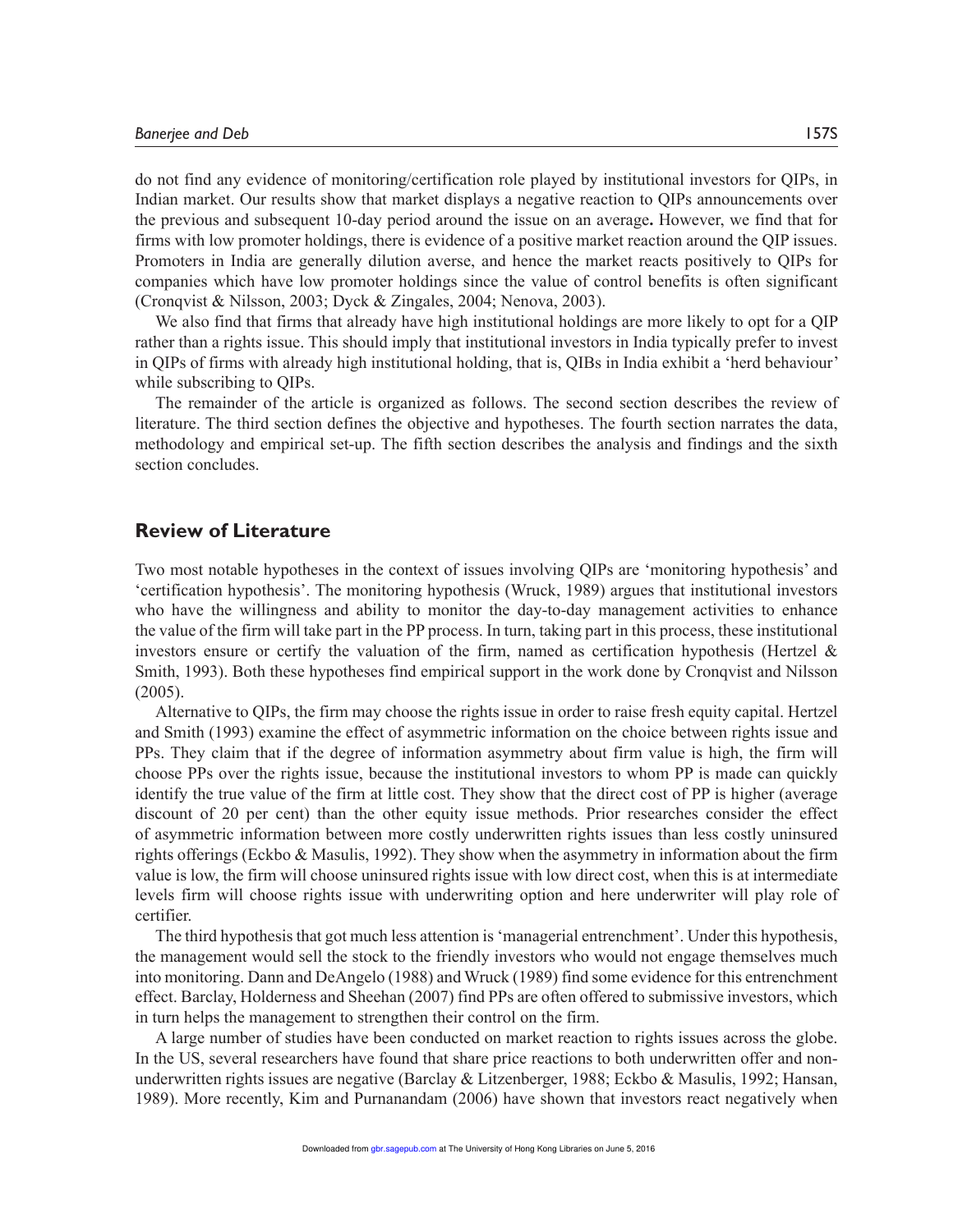do not find any evidence of monitoring/certification role played by institutional investors for QIPs, in Indian market. Our results show that market displays a negative reaction to QIPs announcements over the previous and subsequent 10-day period around the issue on an average**.** However, we find that for firms with low promoter holdings, there is evidence of a positive market reaction around the QIP issues. Promoters in India are generally dilution averse, and hence the market reacts positively to QIPs for companies which have low promoter holdings since the value of control benefits is often significant (Cronqvist & Nilsson, 2003; Dyck & Zingales, 2004; Nenova, 2003).

We also find that firms that already have high institutional holdings are more likely to opt for a QIP rather than a rights issue. This should imply that institutional investors in India typically prefer to invest in QIPs of firms with already high institutional holding, that is, QIBs in India exhibit a 'herd behaviour' while subscribing to QIPs.

The remainder of the article is organized as follows. The second section describes the review of literature. The third section defines the objective and hypotheses. The fourth section narrates the data, methodology and empirical set-up. The fifth section describes the analysis and findings and the sixth section concludes.

## Review of Literature

Two most notable hypotheses in the context of issues involving QIPs are 'monitoring hypothesis' and 'certification hypothesis'. The monitoring hypothesis (Wruck, 1989) argues that institutional investors who have the willingness and ability to monitor the day-to-day management activities to enhance the value of the firm will take part in the PP process. In turn, taking part in this process, these institutional investors ensure or certify the valuation of the firm, named as certification hypothesis (Hertzel & Smith, 1993). Both these hypotheses find empirical support in the work done by Cronqvist and Nilsson (2005).

Alternative to QIPs, the firm may choose the rights issue in order to raise fresh equity capital. Hertzel and Smith (1993) examine the effect of asymmetric information on the choice between rights issue and PPs. They claim that if the degree of information asymmetry about firm value is high, the firm will choose PPs over the rights issue, because the institutional investors to whom PP is made can quickly identify the true value of the firm at little cost. They show that the direct cost of PP is higher (average discount of 20 per cent) than the other equity issue methods. Prior researches consider the effect of asymmetric information between more costly underwritten rights issues than less costly uninsured rights offerings (Eckbo & Masulis, 1992). They show when the asymmetry in information about the firm value is low, the firm will choose uninsured rights issue with low direct cost, when this is at intermediate levels firm will choose rights issue with underwriting option and here underwriter will play role of certifier.

The third hypothesis that got much less attention is 'managerial entrenchment'. Under this hypothesis, the management would sell the stock to the friendly investors who would not engage themselves much into monitoring. Dann and DeAngelo (1988) and Wruck (1989) find some evidence for this entrenchment effect. Barclay, Holderness and Sheehan (2007) find PPs are often offered to submissive investors, which in turn helps the management to strengthen their control on the firm.

A large number of studies have been conducted on market reaction to rights issues across the globe. In the US, several researchers have found that share price reactions to both underwritten offer and non-underwritten rights issues are negative (Barclay & Litzenberger, 1988; Eckbo & Masulis, 1992; Hansan, 1989). More recently, Kim and Purnanandam (2006) have shown that investors react negatively when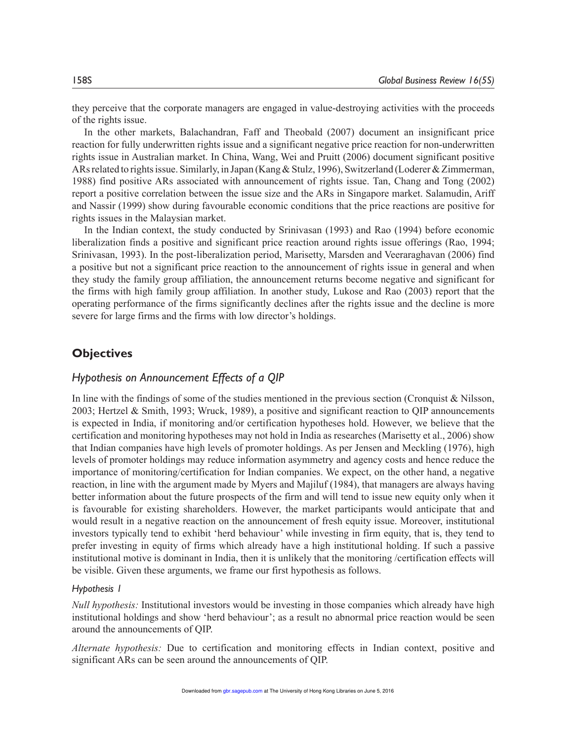they perceive that the corporate managers are engaged in value-destroying activities with the proceeds of the rights issue.

In the other markets, Balachandran, Faff and Theobald (2007) document an insignificant price reaction for fully underwritten rights issue and a significant negative price reaction for non-underwritten rights issue in Australian market. In China, Wang, Wei and Pruitt (2006) document significant positive ARs related to rights issue. Similarly, in Japan (Kang & Stulz, 1996), Switzerland (Loderer & Zimmerman, 1988) find positive ARs associated with announcement of rights issue. Tan, Chang and Tong (2002) report a positive correlation between the issue size and the ARs in Singapore market. Salamudin, Ariff and Nassir (1999) show during favourable economic conditions that the price reactions are positive for rights issues in the Malaysian market.

In the Indian context, the study conducted by Srinivasan (1993) and Rao (1994) before economic liberalization finds a positive and significant price reaction around rights issue offerings (Rao, 1994; Srinivasan, 1993). In the post-liberalization period, Marisetty, Marsden and Veeraraghavan (2006) find a positive but not a significant price reaction to the announcement of rights issue in general and when they study the family group affiliation, the announcement returns become negative and significant for the firms with high family group affiliation. In another study, Lukose and Rao (2003) report that the operating performance of the firms significantly declines after the rights issue and the decline is more severe for large firms and the firms with low director's holdings.

## Objectives

### Hypothesis on Announcement Effects of a QIP

In line with the findings of some of the studies mentioned in the previous section (Cronquist & Nilsson, 2003; Hertzel & Smith, 1993; Wruck, 1989), a positive and significant reaction to QIP announcements is expected in India, if monitoring and/or certification hypotheses hold. However, we believe that the certification and monitoring hypotheses may not hold in India as researches (Marisetty et al., 2006) show that Indian companies have high levels of promoter holdings. As per Jensen and Meckling (1976), high levels of promoter holdings may reduce information asymmetry and agency costs and hence reduce the importance of monitoring/certification for Indian companies. We expect, on the other hand, a negative reaction, in line with the argument made by Myers and Majiluf (1984), that managers are always having better information about the future prospects of the firm and will tend to issue new equity only when it is favourable for existing shareholders. However, the market participants would anticipate that and would result in a negative reaction on the announcement of fresh equity issue. Moreover, institutional investors typically tend to exhibit 'herd behaviour' while investing in firm equity, that is, they tend to prefer investing in equity of firms which already have a high institutional holding. If such a passive institutional motive is dominant in India, then it is unlikely that the monitoring /certification effects will be visible. Given these arguments, we frame our first hypothesis as follows.

#### *Hypothesis 1*

*Null hypothesis:* Institutional investors would be investing in those companies which already have high institutional holdings and show 'herd behaviour'; as a result no abnormal price reaction would be seen around the announcements of QIP.

*Alternate hypothesis:* Due to certification and monitoring effects in Indian context, positive and significant ARs can be seen around the announcements of QIP.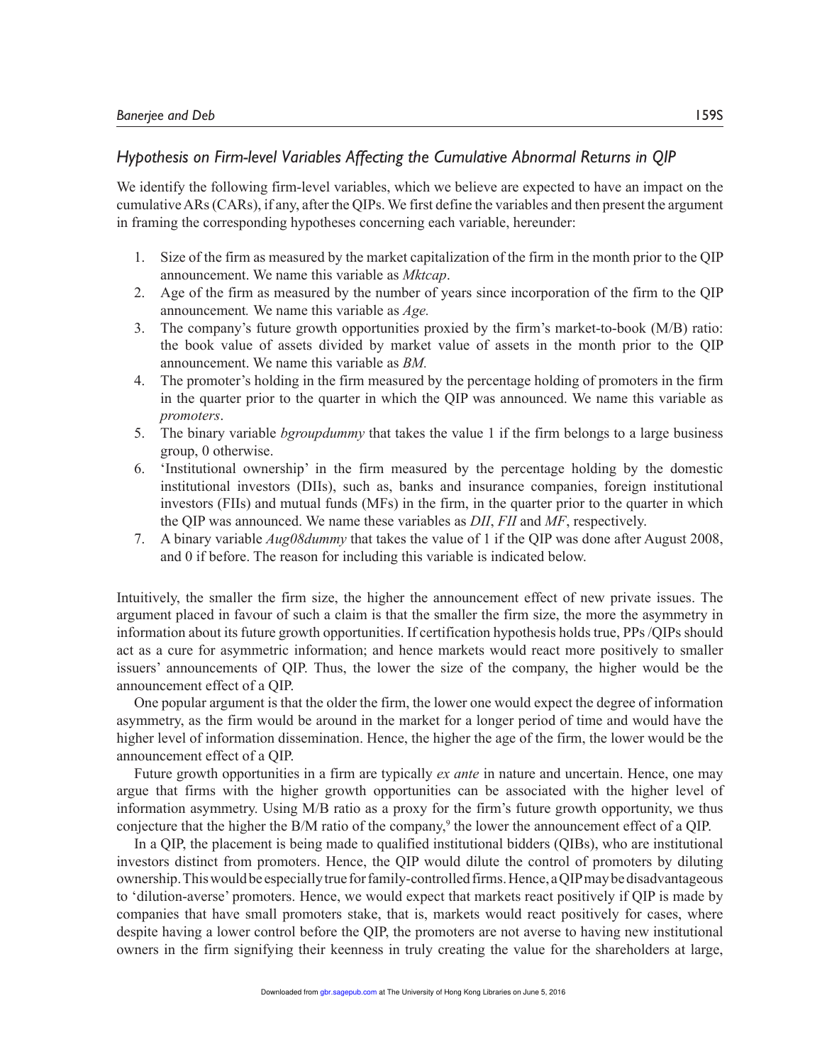### *Hypothesis on Firm-level Variables Affecting the Cumulative Abnormal Returns in QIP*

We identify the following firm-level variables, which we believe are expected to have an impact on the cumulative ARs (CARs), if any, after the QIPs. We first define the variables and then present the argument in framing the corresponding hypotheses concerning each variable, hereunder:

1. Size of the firm as measured by the market capitalization of the firm in the month prior to the QIP announcement. We name this variable as *Mktcap*.
2. Age of the firm as measured by the number of years since incorporation of the firm to the QIP announcement*.* We name this variable as *Age.*
3. The company's future growth opportunities proxied by the firm's market-to-book (M/B) ratio: the book value of assets divided by market value of assets in the month prior to the QIP announcement. We name this variable as *BM.*
4. The promoter's holding in the firm measured by the percentage holding of promoters in the firm in the quarter prior to the quarter in which the QIP was announced. We name this variable as *promoters*.
5. The binary variable *bgroupdummy* that takes the value 1 if the firm belongs to a large business group, 0 otherwise.
6. 'Institutional ownership' in the firm measured by the percentage holding by the domestic institutional investors (DIIs), such as, banks and insurance companies, foreign institutional investors (FIIs) and mutual funds (MFs) in the firm, in the quarter prior to the quarter in which the QIP was announced. We name these variables as *DII*, *FII* and *MF*, respectively.
7. A binary variable *Aug08dummy* that takes the value of 1 if the QIP was done after August 2008, and 0 if before. The reason for including this variable is indicated below.

Intuitively, the smaller the firm size, the higher the announcement effect of new private issues. The argument placed in favour of such a claim is that the smaller the firm size, the more the asymmetry in information about its future growth opportunities. If certification hypothesis holds true, PPs /QIPs should act as a cure for asymmetric information; and hence markets would react more positively to smaller issuers' announcements of QIP. Thus, the lower the size of the company, the higher would be the announcement effect of a QIP.

One popular argument is that the older the firm, the lower one would expect the degree of information asymmetry, as the firm would be around in the market for a longer period of time and would have the higher level of information dissemination. Hence, the higher the age of the firm, the lower would be the announcement effect of a QIP.

Future growth opportunities in a firm are typically *ex ante* in nature and uncertain. Hence, one may argue that firms with the higher growth opportunities can be associated with the higher level of information asymmetry. Using M/B ratio as a proxy for the firm's future growth opportunity, we thus conjecture that the higher the B/M ratio of the company,[9] the lower the announcement effect of a QIP.

In a QIP, the placement is being made to qualified institutional bidders (QIBs), who are institutional investors distinct from promoters. Hence, the QIP would dilute the control of promoters by diluting ownership. This would be especially true for family-controlled firms. Hence, a QIP may be disadvantageous to 'dilution-averse' promoters. Hence, we would expect that markets react positively if QIP is made by companies that have small promoters stake, that is, markets would react positively for cases, where despite having a lower control before the QIP, the promoters are not averse to having new institutional owners in the firm signifying their keenness in truly creating the value for the shareholders at large,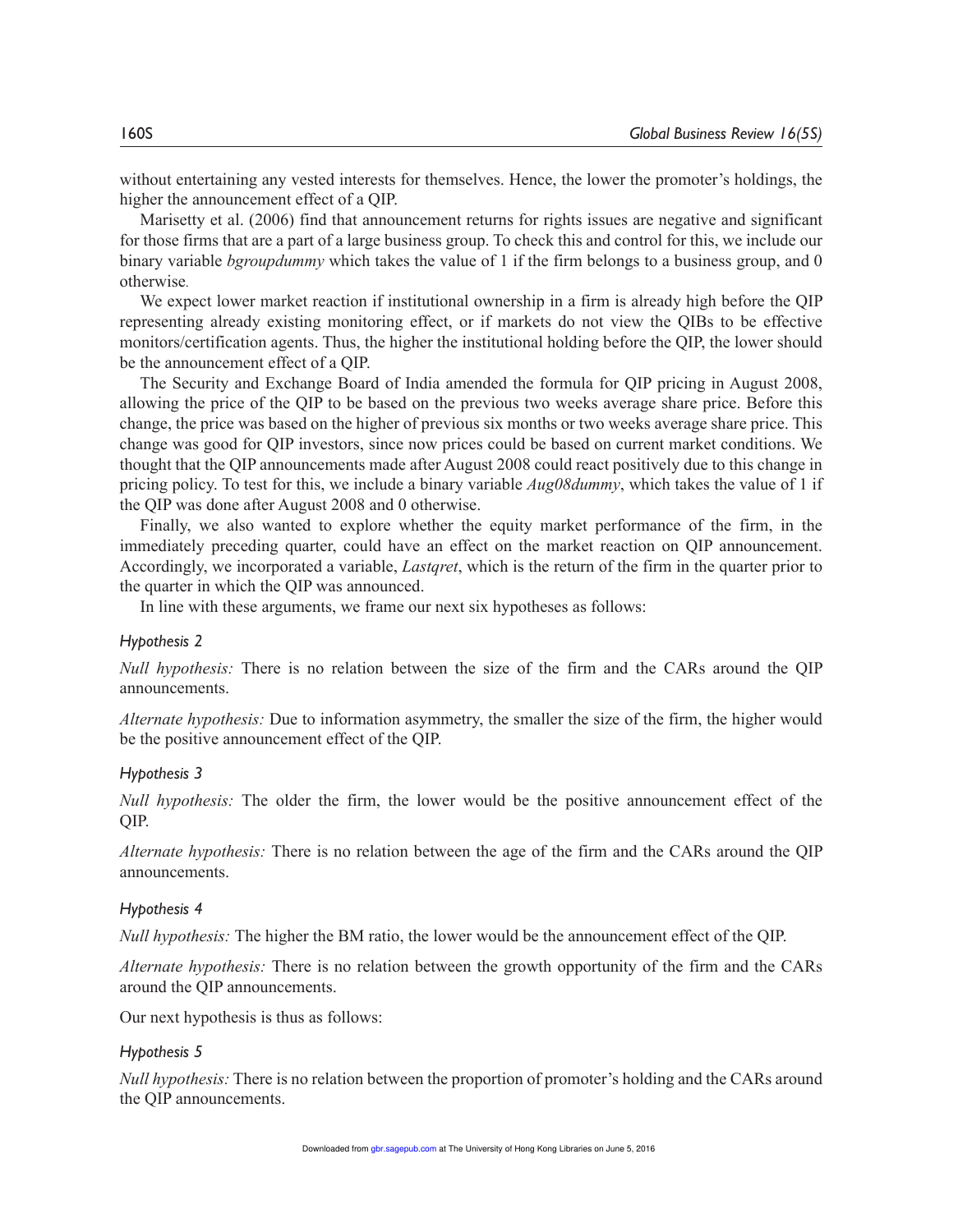without entertaining any vested interests for themselves. Hence, the lower the promoter's holdings, the higher the announcement effect of a QIP.

Marisetty et al. (2006) find that announcement returns for rights issues are negative and significant for those firms that are a part of a large business group. To check this and control for this, we include our binary variable *bgroupdummy* which takes the value of 1 if the firm belongs to a business group, and 0 otherwise.

We expect lower market reaction if institutional ownership in a firm is already high before the QIP representing already existing monitoring effect, or if markets do not view the QIBs to be effective monitors/certification agents. Thus, the higher the institutional holding before the QIP, the lower should be the announcement effect of a QIP.

The Security and Exchange Board of India amended the formula for QIP pricing in August 2008, allowing the price of the QIP to be based on the previous two weeks average share price. Before this change, the price was based on the higher of previous six months or two weeks average share price. This change was good for QIP investors, since now prices could be based on current market conditions. We thought that the QIP announcements made after August 2008 could react positively due to this change in pricing policy. To test for this, we include a binary variable *Aug08dummy*, which takes the value of 1 if the QIP was done after August 2008 and 0 otherwise.

Finally, we also wanted to explore whether the equity market performance of the firm, in the immediately preceding quarter, could have an effect on the market reaction on QIP announcement. Accordingly, we incorporated a variable, *Lastqret*, which is the return of the firm in the quarter prior to the quarter in which the QIP was announced.

In line with these arguments, we frame our next six hypotheses as follows:

*Hypothesis 2*

*Null hypothesis:* There is no relation between the size of the firm and the CARs around the QIP announcements.

*Alternate hypothesis:* Due to information asymmetry, the smaller the size of the firm, the higher would be the positive announcement effect of the QIP.

*Hypothesis 3*

*Null hypothesis:* The older the firm, the lower would be the positive announcement effect of the QIP.

*Alternate hypothesis:* There is no relation between the age of the firm and the CARs around the QIP announcements.

*Hypothesis 4*

*Null hypothesis:* The higher the BM ratio, the lower would be the announcement effect of the QIP.

*Alternate hypothesis:* There is no relation between the growth opportunity of the firm and the CARs around the QIP announcements.

Our next hypothesis is thus as follows:

*Hypothesis 5*

*Null hypothesis:* There is no relation between the proportion of promoter's holding and the CARs around the QIP announcements.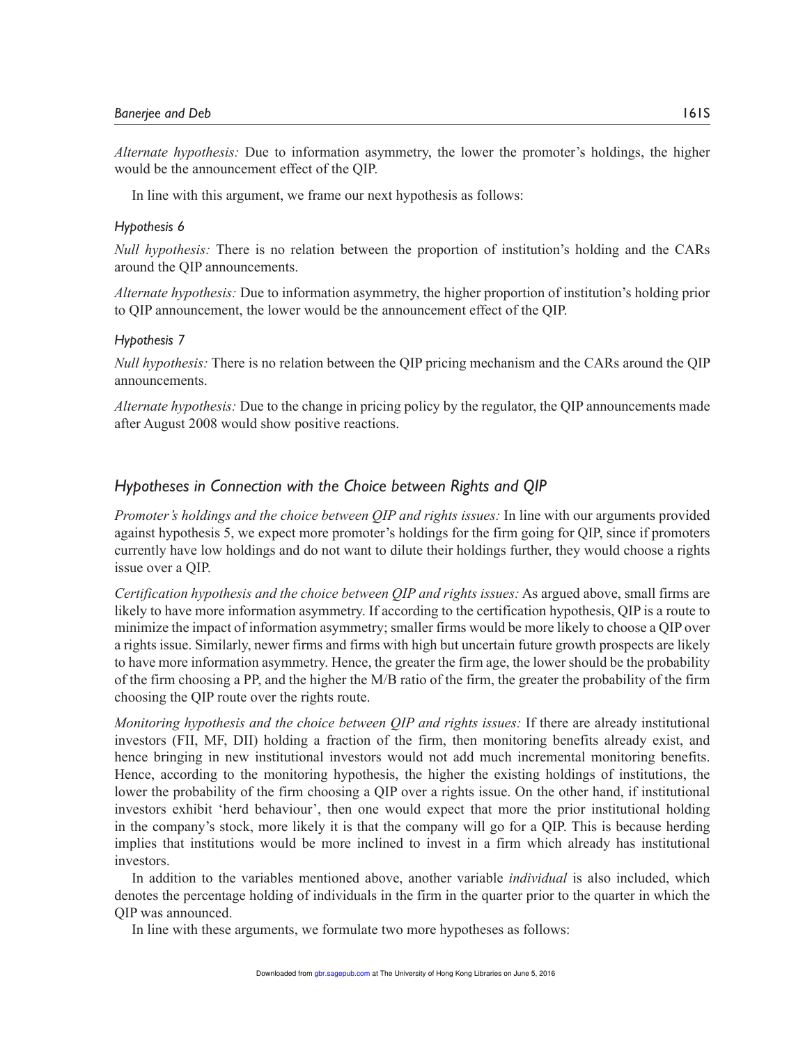*Alternate hypothesis:* Due to information asymmetry, the lower the promoter's holdings, the higher would be the announcement effect of the QIP.

In line with this argument, we frame our next hypothesis as follows:

*Hypothesis 6*

*Null hypothesis:* There is no relation between the proportion of institution's holding and the CARs around the QIP announcements.

*Alternate hypothesis:* Due to information asymmetry, the higher proportion of institution's holding prior to QIP announcement, the lower would be the announcement effect of the QIP.

*Hypothesis 7*

*Null hypothesis:* There is no relation between the QIP pricing mechanism and the CARs around the QIP announcements.

*Alternate hypothesis:* Due to the change in pricing policy by the regulator, the QIP announcements made after August 2008 would show positive reactions.

## Hypotheses in Connection with the Choice between Rights and QIP

*Promoter's holdings and the choice between QIP and rights issues:* In line with our arguments provided against hypothesis 5, we expect more promoter's holdings for the firm going for QIP, since if promoters currently have low holdings and do not want to dilute their holdings further, they would choose a rights issue over a QIP.

*Certification hypothesis and the choice between QIP and rights issues:* As argued above, small firms are likely to have more information asymmetry. If according to the certification hypothesis, QIP is a route to minimize the impact of information asymmetry; smaller firms would be more likely to choose a QIP over a rights issue. Similarly, newer firms and firms with high but uncertain future growth prospects are likely to have more information asymmetry. Hence, the greater the firm age, the lower should be the probability of the firm choosing a PP, and the higher the M/B ratio of the firm, the greater the probability of the firm choosing the QIP route over the rights route.

*Monitoring hypothesis and the choice between QIP and rights issues:* If there are already institutional investors (FII, MF, DII) holding a fraction of the firm, then monitoring benefits already exist, and hence bringing in new institutional investors would not add much incremental monitoring benefits. Hence, according to the monitoring hypothesis, the higher the existing holdings of institutions, the lower the probability of the firm choosing a QIP over a rights issue. On the other hand, if institutional investors exhibit 'herd behaviour', then one would expect that more the prior institutional holding in the company's stock, more likely it is that the company will go for a QIP. This is because herding implies that institutions would be more inclined to invest in a firm which already has institutional investors.

In addition to the variables mentioned above, another variable *individual* is also included, which denotes the percentage holding of individuals in the firm in the quarter prior to the quarter in which the QIP was announced.

In line with these arguments, we formulate two more hypotheses as follows: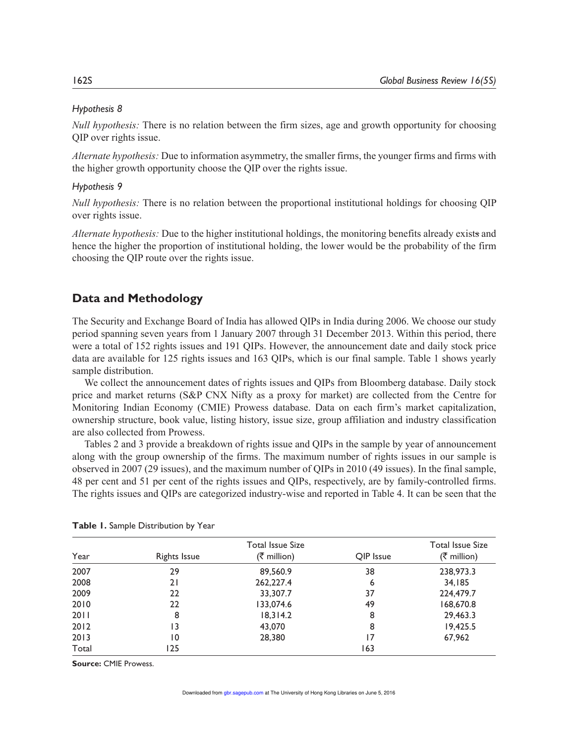*Hypothesis 8*

*Null hypothesis:* There is no relation between the firm sizes, age and growth opportunity for choosing QIP over rights issue.

*Alternate hypothesis:* Due to information asymmetry, the smaller firms, the younger firms and firms with the higher growth opportunity choose the QIP over the rights issue.

*Hypothesis 9*

*Null hypothesis:* There is no relation between the proportional institutional holdings for choosing QIP over rights issue.

*Alternate hypothesis:* Due to the higher institutional holdings, the monitoring benefits already exists and hence the higher the proportion of institutional holding, the lower would be the probability of the firm choosing the QIP route over the rights issue.

## Data and Methodology

The Security and Exchange Board of India has allowed QIPs in India during 2006. We choose our study period spanning seven years from 1 January 2007 through 31 December 2013. Within this period, there were a total of 152 rights issues and 191 QIPs. However, the announcement date and daily stock price data are available for 125 rights issues and 163 QIPs, which is our final sample. Table 1 shows yearly sample distribution.

We collect the announcement dates of rights issues and QIPs from Bloomberg database. Daily stock price and market returns (S&P CNX Nifty as a proxy for market) are collected from the Centre for Monitoring Indian Economy (CMIE) Prowess database. Data on each firm's market capitalization, ownership structure, book value, listing history, issue size, group affiliation and industry classification are also collected from Prowess.

Tables 2 and 3 provide a breakdown of rights issue and QIPs in the sample by year of announcement along with the group ownership of the firms. The maximum number of rights issues in our sample is observed in 2007 (29 issues), and the maximum number of QIPs in 2010 (49 issues). In the final sample, 48 per cent and 51 per cent of the rights issues and QIPs, respectively, are by family-controlled firms. The rights issues and QIPs are categorized industry-wise and reported in Table 4. It can be seen that the

**Table 1.** Sample Distribution by Year

| Year | Rights Issue | Total Issue Size (₹ million) | QIP Issue | Total Issue Size (₹ million) |
|---|---|---|---|---|
| 2007 | 29 | 89,560.9 | 38 | 238,973.3 |
| 2008 | 21 | 262,227.4 | 6 | 34,185 |
| 2009 | 22 | 33,307.7 | 37 | 224,479.7 |
| 2010 | 22 | 133,074.6 | 49 | 168,670.8 |
| 2011 | 8 | 18,314.2 | 8 | 29,463.3 |
| 2012 | 13 | 43,070 | 8 | 19,425.5 |
| 2013 | 10 | 28,380 | 17 | 67,962 |
| Total | 125 | | 163 | |

**Source:** CMIE Prowess.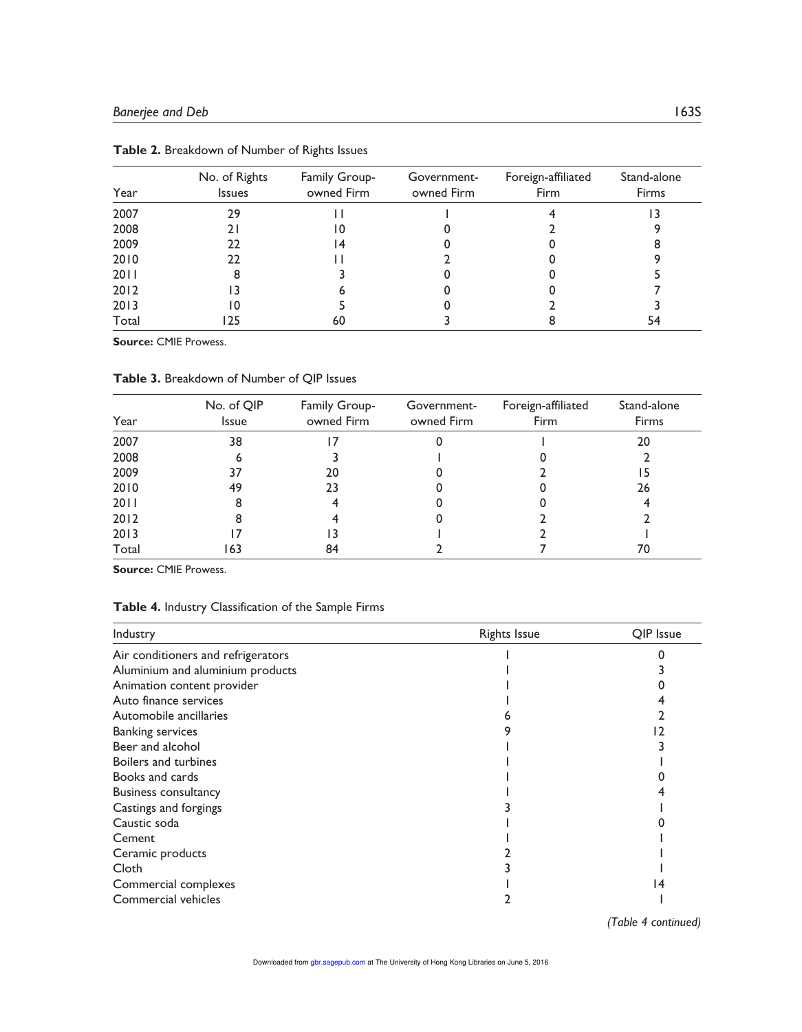**Table 2.** Breakdown of Number of Rights Issues

| Year | No. of Rights Issues | Family Group-owned Firm | Government-owned Firm | Foreign-affiliated Firm | Stand-alone Firms |
|---|---|---|---|---|---|
| 2007 | 29 | 11 | 1 | 4 | 13 |
| 2008 | 21 | 10 | 0 | 2 | 9 |
| 2009 | 22 | 14 | 0 | 0 | 8 |
| 2010 | 22 | 11 | 2 | 0 | 9 |
| 2011 | 8 | 3 | 0 | 0 | 5 |
| 2012 | 13 | 6 | 0 | 0 | 7 |
| 2013 | 10 | 5 | 0 | 2 | 3 |
| Total | 125 | 60 | 3 | 8 | 54 |

**Source:** CMIE Prowess.

**Table 3.** Breakdown of Number of QIP Issues

| Year | No. of QIP Issue | Family Group-owned Firm | Government-owned Firm | Foreign-affiliated Firm | Stand-alone Firms |
|---|---|---|---|---|---|
| 2007 | 38 | 17 | 0 | 1 | 20 |
| 2008 | 6 | 3 | 1 | 0 | 2 |
| 2009 | 37 | 20 | 0 | 2 | 15 |
| 2010 | 49 | 23 | 0 | 0 | 26 |
| 2011 | 8 | 4 | 0 | 0 | 4 |
| 2012 | 8 | 4 | 0 | 2 | 2 |
| 2013 | 17 | 13 | 1 | 2 | 1 |
| Total | 163 | 84 | 2 | 7 | 70 |

**Source:** CMIE Prowess.

**Table 4.** Industry Classification of the Sample Firms

| Industry | Rights Issue | QIP Issue |
|---|---|---|
| Air conditioners and refrigerators | 1 | 0 |
| Aluminium and aluminium products | 1 | 3 |
| Animation content provider | 1 | 0 |
| Auto finance services | 1 | 4 |
| Automobile ancillaries | 6 | 2 |
| Banking services | 9 | 12 |
| Beer and alcohol | 1 | 3 |
| Boilers and turbines | 1 | 1 |
| Books and cards | 1 | 0 |
| Business consultancy | 1 | 4 |
| Castings and forgings | 3 | 1 |
| Caustic soda | 1 | 0 |
| Cement | 1 | 1 |
| Ceramic products | 2 | 1 |
| Cloth | 3 | 1 |
| Commercial complexes | 1 | 14 |
| Commercial vehicles | 2 | 1 |

*(Table 4 continued)*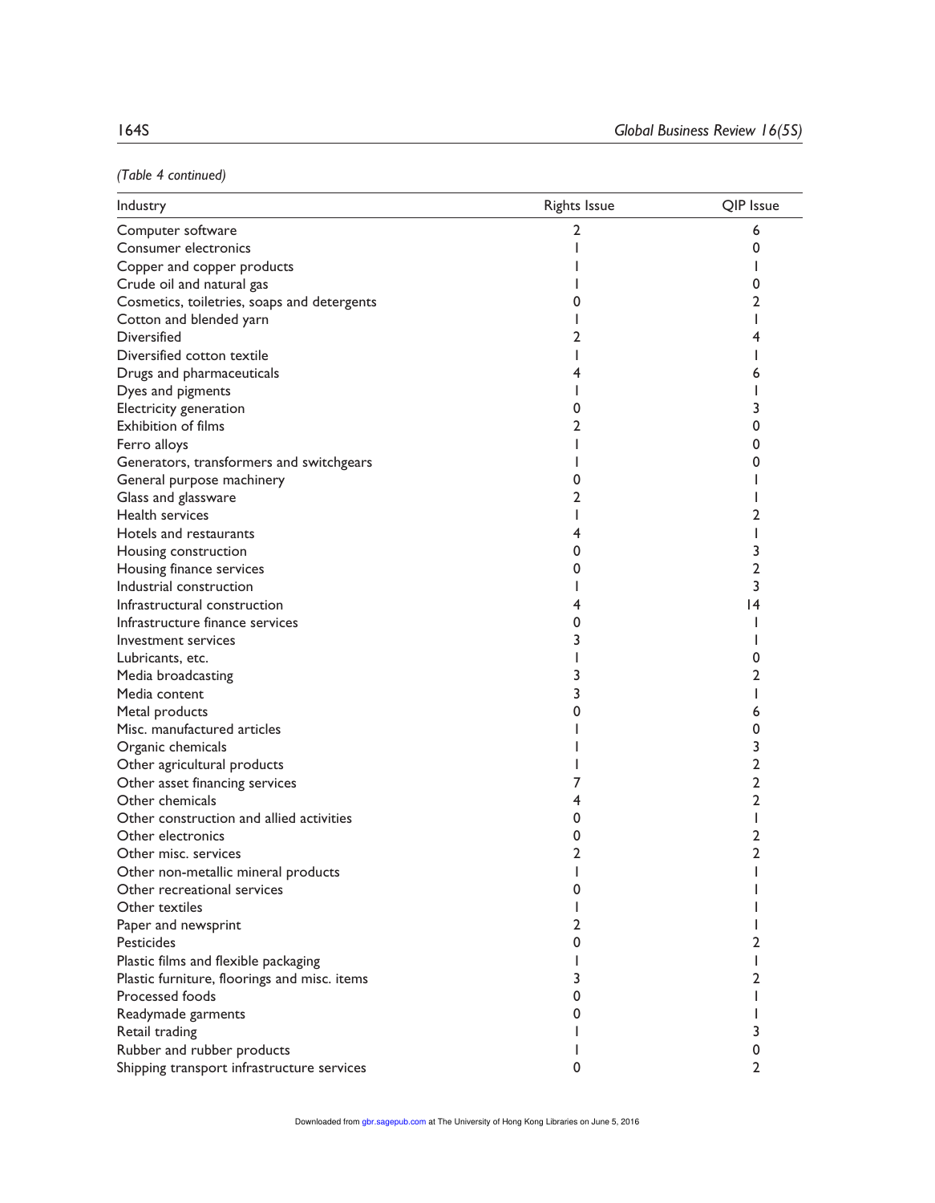*(Table 4 continued)*

| Industry | Rights Issue | QIP Issue |
|---|---|---|
| Computer software | 2 | 6 |
| Consumer electronics | 1 | 0 |
| Copper and copper products | 1 | 1 |
| Crude oil and natural gas | 1 | 0 |
| Cosmetics, toiletries, soaps and detergents | 0 | 2 |
| Cotton and blended yarn | 1 | 1 |
| Diversified | 2 | 4 |
| Diversified cotton textile | 1 | 1 |
| Drugs and pharmaceuticals | 4 | 6 |
| Dyes and pigments | 1 | 1 |
| Electricity generation | 0 | 3 |
| Exhibition of films | 2 | 0 |
| Ferro alloys | 1 | 0 |
| Generators, transformers and switchgears | 1 | 0 |
| General purpose machinery | 0 | 1 |
| Glass and glassware | 2 | 1 |
| Health services | 1 | 2 |
| Hotels and restaurants | 4 | 1 |
| Housing construction | 0 | 3 |
| Housing finance services | 0 | 2 |
| Industrial construction | 1 | 3 |
| Infrastructural construction | 4 | 14 |
| Infrastructure finance services | 0 | 1 |
| Investment services | 3 | 1 |
| Lubricants, etc. | 1 | 0 |
| Media broadcasting | 3 | 2 |
| Media content | 3 | 1 |
| Metal products | 0 | 6 |
| Misc. manufactured articles | 1 | 0 |
| Organic chemicals | 1 | 3 |
| Other agricultural products | 1 | 2 |
| Other asset financing services | 7 | 2 |
| Other chemicals | 4 | 2 |
| Other construction and allied activities | 0 | 1 |
| Other electronics | 0 | 2 |
| Other misc. services | 2 | 2 |
| Other non-metallic mineral products | 1 | 1 |
| Other recreational services | 0 | 1 |
| Other textiles | 1 | 1 |
| Paper and newsprint | 2 | 1 |
| Pesticides | 0 | 2 |
| Plastic films and flexible packaging | 1 | 1 |
| Plastic furniture, floorings and misc. items | 3 | 2 |
| Processed foods | 0 | 1 |
| Readymade garments | 0 | 1 |
| Retail trading | 1 | 3 |
| Rubber and rubber products | 1 | 0 |
| Shipping transport infrastructure services | 0 | 2 |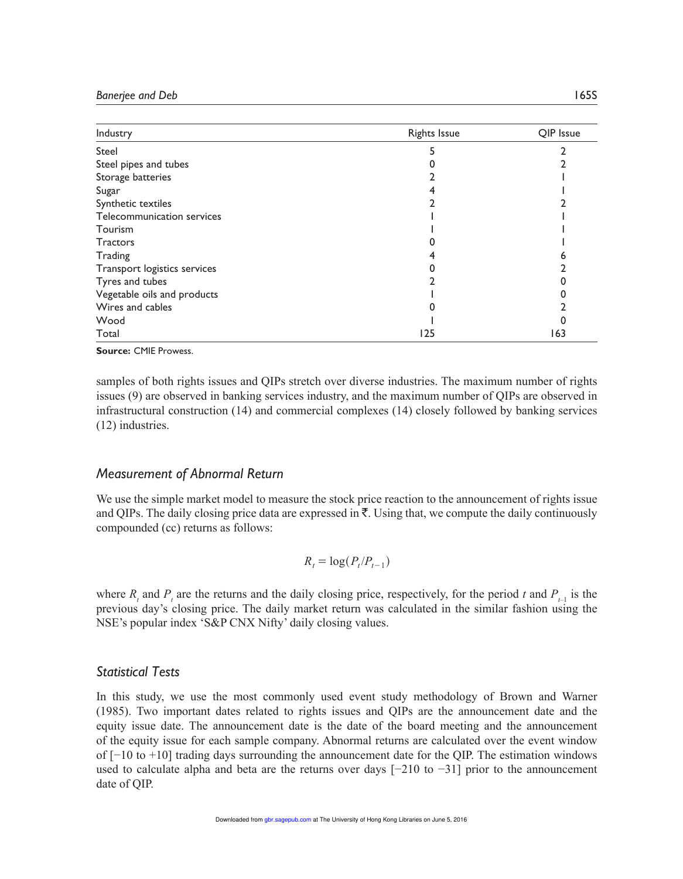| Industry | Rights Issue | QIP Issue |
|---|---|---|
| Steel | 5 | 2 |
| Steel pipes and tubes | 0 | 2 |
| Storage batteries | 2 | 1 |
| Sugar | 4 | 1 |
| Synthetic textiles | 2 | 2 |
| Telecommunication services | 1 | 1 |
| Tourism | 1 | 1 |
| Tractors | 0 | 1 |
| Trading | 4 | 6 |
| Transport logistics services | 0 | 2 |
| Tyres and tubes | 2 | 0 |
| Vegetable oils and products | 1 | 0 |
| Wires and cables | 0 | 2 |
| Wood | 1 | 0 |
| Total | 125 | 163 |

**Source:** CMIE Prowess.

samples of both rights issues and QIPs stretch over diverse industries. The maximum number of rights issues (9) are observed in banking services industry, and the maximum number of QIPs are observed in infrastructural construction (14) and commercial complexes (14) closely followed by banking services (12) industries.

### *Measurement of Abnormal Return*

We use the simple market model to measure the stock price reaction to the announcement of rights issue and QIPs. The daily closing price data are expressed in ₹. Using that, we compute the daily continuously compounded (cc) returns as follows:

$$R_t = \log(P_t/P_{t-1})$$

where $R_t$ and $P_t$ are the returns and the daily closing price, respectively, for the period $t$ and $P_{t-1}$ is the previous day's closing price. The daily market return was calculated in the similar fashion using the NSE's popular index 'S&P CNX Nifty' daily closing values.

### *Statistical Tests*

In this study, we use the most commonly used event study methodology of Brown and Warner (1985). Two important dates related to rights issues and QIPs are the announcement date and the equity issue date. The announcement date is the date of the board meeting and the announcement of the equity issue for each sample company. Abnormal returns are calculated over the event window of [−10 to +10] trading days surrounding the announcement date for the QIP. The estimation windows used to calculate alpha and beta are the returns over days [−210 to −31] prior to the announcement date of QIP.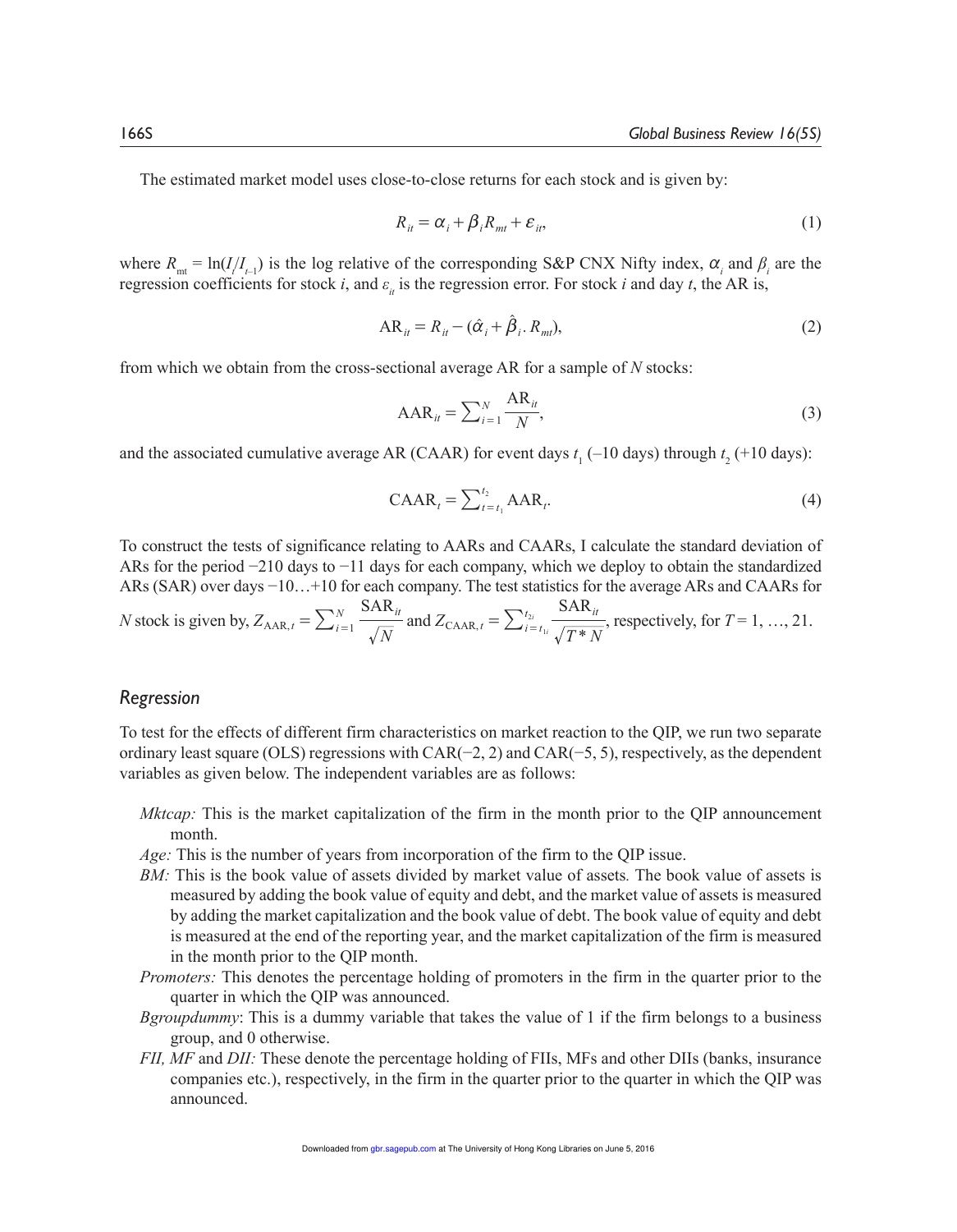The estimated market model uses close-to-close returns for each stock and is given by:

$$R_{it} = \alpha_i + \beta_i R_{mt} + \varepsilon_{it}, \tag{1}$$

where $R_{mt} = \ln(I_t/I_{t-1})$ is the log relative of the corresponding S&P CNX Nifty index, $\alpha_i$ and $\beta_i$ are the regression coefficients for stock *i*, and $\varepsilon_{it}$ is the regression error. For stock *i* and day *t*, the AR is,

$$\text{AR}_{it} = R_{it} - (\hat{\alpha}_i + \hat{\beta}_i . R_{mt}), \tag{2}$$

from which we obtain from the cross-sectional average AR for a sample of *N* stocks:

$$\text{AAR}_{it} = \sum\nolimits_{i=1}^{N} \frac{\text{AR}_{it}}{N}, \tag{3}$$

and the associated cumulative average AR (CAAR) for event days $t_1$ (–10 days) through $t_2$ (+10 days):

$$\text{CAAR}_t = \sum\nolimits_{t=t_1}^{t_2} \text{AAR}_t. \tag{4}$$

To construct the tests of significance relating to AARs and CAARs, I calculate the standard deviation of ARs for the period −210 days to −11 days for each company, which we deploy to obtain the standardized ARs (SAR) over days −10…+10 for each company. The test statistics for the average ARs and CAARs for *N* stock is given by, $Z_{\text{AAR},t} = \sum\nolimits_{i=1}^{N} \frac{\text{SAR}_{it}}{\sqrt{N}}$ and $Z_{\text{CAAR},t} = \sum\nolimits_{i=t_{1i}}^{t_{2i}} \frac{\text{SAR}_{it}}{\sqrt{T * N}}$, respectively, for $T = 1, \ldots, 21$.

### *Regression*

To test for the effects of different firm characteristics on market reaction to the QIP, we run two separate ordinary least square (OLS) regressions with CAR(−2, 2) and CAR(−5, 5), respectively, as the dependent variables as given below. The independent variables are as follows:

- *Mktcap:* This is the market capitalization of the firm in the month prior to the QIP announcement month.
- *Age:* This is the number of years from incorporation of the firm to the QIP issue.
- *BM:* This is the book value of assets divided by market value of assets. The book value of assets is measured by adding the book value of equity and debt, and the market value of assets is measured by adding the market capitalization and the book value of debt. The book value of equity and debt is measured at the end of the reporting year, and the market capitalization of the firm is measured in the month prior to the QIP month.
- *Promoters:* This denotes the percentage holding of promoters in the firm in the quarter prior to the quarter in which the QIP was announced.
- *Bgroupdummy*: This is a dummy variable that takes the value of 1 if the firm belongs to a business group, and 0 otherwise.
- *FII, MF* and *DII:* These denote the percentage holding of FIIs, MFs and other DIIs (banks, insurance companies etc.), respectively, in the firm in the quarter prior to the quarter in which the QIP was announced.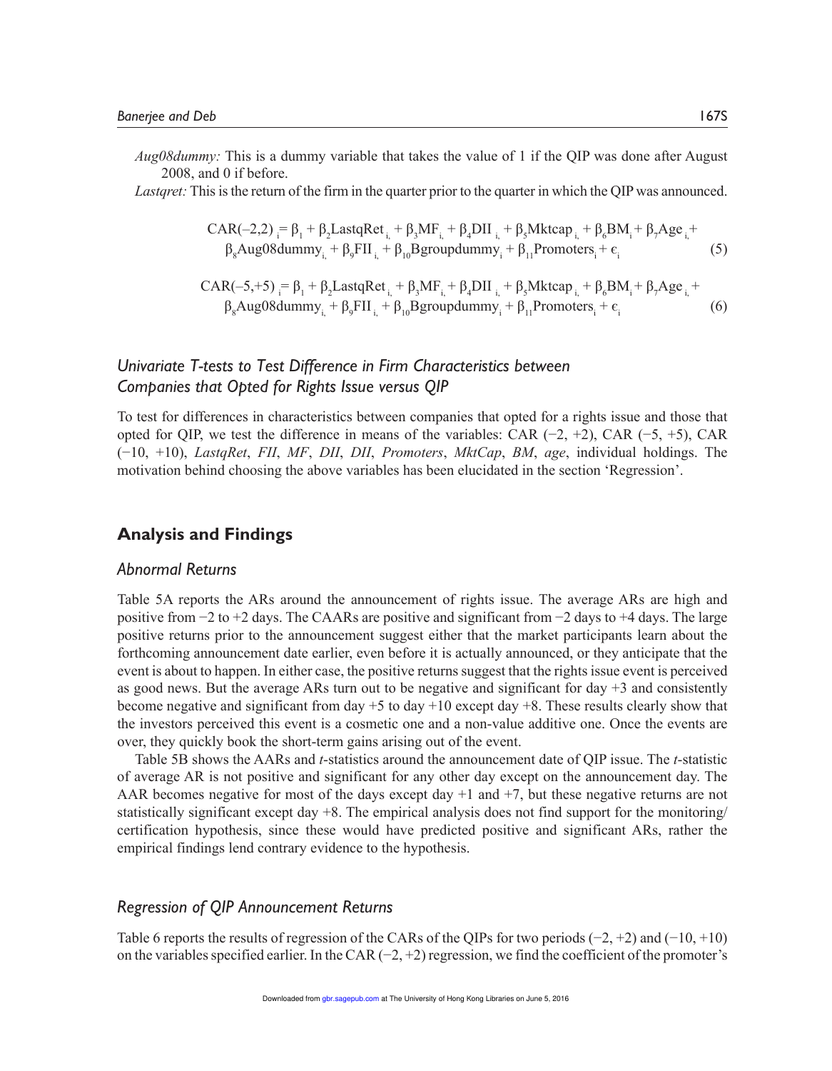*Aug08dummy:* This is a dummy variable that takes the value of 1 if the QIP was done after August 2008, and 0 if before.

*Lastqret:* This is the return of the firm in the quarter prior to the quarter in which the QIP was announced.

$$\text{CAR}(-2,2)_i = \beta_1 + \beta_2\text{LastqRet}_i + \beta_3\text{MF}_i + \beta_4\text{DII}_i + \beta_5\text{Mktcap}_i + \beta_6\text{BM}_i + \beta_7\text{Age}_i + \beta_8\text{Aug08dummy}_i + \beta_9\text{FII}_i + \beta_{10}\text{Bgroupdummy}_i + \beta_{11}\text{Promoters}_i + \epsilon_i \quad (5)$$

$$\text{CAR}(-5,+5)_i = \beta_1 + \beta_2\text{LastqRet}_i + \beta_3\text{MF}_i + \beta_4\text{DII}_i + \beta_5\text{Mktcap}_i + \beta_6\text{BM}_i + \beta_7\text{Age}_i + \beta_8\text{Aug08dummy}_i + \beta_9\text{FII}_i + \beta_{10}\text{Bgroupdummy}_i + \beta_{11}\text{Promoters}_i + \epsilon_i \quad (6)$$

### *Univariate T-tests to Test Difference in Firm Characteristics between Companies that Opted for Rights Issue versus QIP*

To test for differences in characteristics between companies that opted for a rights issue and those that opted for QIP, we test the difference in means of the variables: CAR (−2, +2), CAR (−5, +5), CAR (−10, +10), *LastqRet*, *FII*, *MF*, *DII*, *DII*, *Promoters*, *MktCap*, *BM*, *age*, individual holdings. The motivation behind choosing the above variables has been elucidated in the section 'Regression'.

## Analysis and Findings

### *Abnormal Returns*

Table 5A reports the ARs around the announcement of rights issue. The average ARs are high and positive from −2 to +2 days. The CAARs are positive and significant from −2 days to +4 days. The large positive returns prior to the announcement suggest either that the market participants learn about the forthcoming announcement date earlier, even before it is actually announced, or they anticipate that the event is about to happen. In either case, the positive returns suggest that the rights issue event is perceived as good news. But the average ARs turn out to be negative and significant for day +3 and consistently become negative and significant from day +5 to day +10 except day +8. These results clearly show that the investors perceived this event is a cosmetic one and a non-value additive one. Once the events are over, they quickly book the short-term gains arising out of the event.

Table 5B shows the AARs and *t*-statistics around the announcement date of QIP issue. The *t*-statistic of average AR is not positive and significant for any other day except on the announcement day. The AAR becomes negative for most of the days except day +1 and +7, but these negative returns are not statistically significant except day +8. The empirical analysis does not find support for the monitoring/certification hypothesis, since these would have predicted positive and significant ARs, rather the empirical findings lend contrary evidence to the hypothesis.

### *Regression of QIP Announcement Returns*

Table 6 reports the results of regression of the CARs of the QIPs for two periods (−2, +2) and (−10, +10) on the variables specified earlier. In the CAR (−2, +2) regression, we find the coefficient of the promoter's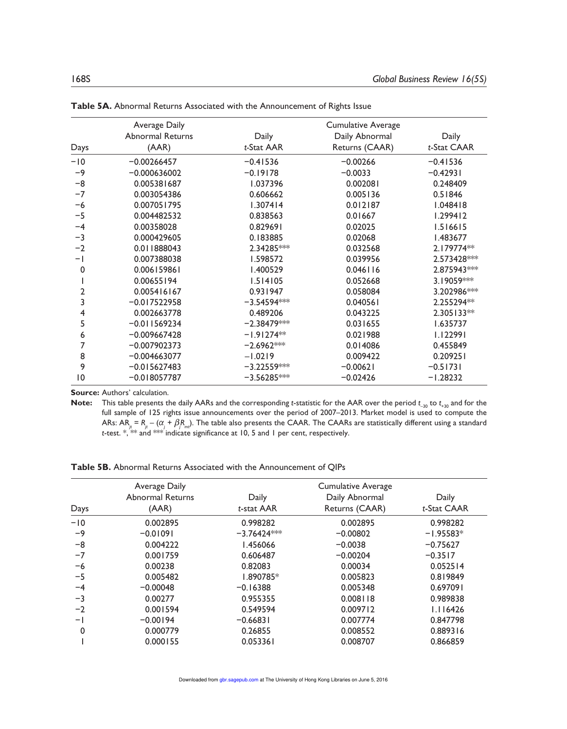**Table 5A.** Abnormal Returns Associated with the Announcement of Rights Issue

| Days | Average Daily Abnormal Returns (AAR) | Daily *t*-Stat AAR | Cumulative Average Daily Abnormal Returns (CAAR) | Daily *t*-Stat CAAR |
|---|---|---|---|---|
| −10 | −0.00266457 | −0.41536 | −0.00266 | −0.41536 |
| −9 | −0.000636002 | −0.19178 | −0.0033 | −0.42931 |
| −8 | 0.005381687 | 1.037396 | 0.002081 | 0.248409 |
| −7 | 0.003054386 | 0.606662 | 0.005136 | 0.51846 |
| −6 | 0.007051795 | 1.307414 | 0.012187 | 1.048418 |
| −5 | 0.004482532 | 0.838563 | 0.01667 | 1.299412 |
| −4 | 0.00358028 | 0.829691 | 0.02025 | 1.516615 |
| −3 | 0.000429605 | 0.183885 | 0.02068 | 1.483677 |
| −2 | 0.011888043 | 2.34285*** | 0.032568 | 2.179774** |
| −1 | 0.007388038 | 1.598572 | 0.039956 | 2.573428*** |
| 0 | 0.006159861 | 1.400529 | 0.046116 | 2.875943*** |
| 1 | 0.00655194 | 1.514105 | 0.052668 | 3.19059*** |
| 2 | 0.005416167 | 0.931947 | 0.058084 | 3.202986*** |
| 3 | −0.017522958 | −3.54594*** | 0.040561 | 2.255294** |
| 4 | 0.002663778 | 0.489206 | 0.043225 | 2.305133** |
| 5 | −0.011569234 | −2.38479*** | 0.031655 | 1.635737 |
| 6 | −0.009667428 | −1.91274** | 0.021988 | 1.122991 |
| 7 | −0.007902373 | −2.6962*** | 0.014086 | 0.455849 |
| 8 | −0.004663077 | −1.0219 | 0.009422 | 0.209251 |
| 9 | −0.015627483 | −3.22559*** | −0.00621 | −0.51731 |
| 10 | −0.018057787 | −3.56285*** | −0.02426 | −1.28232 |

**Source:** Authors' calculation.

**Note:** This table presents the daily AARs and the corresponding *t*-statistic for the AAR over the period $t_{-30}$ to $t_{+30}$ and for the full sample of 125 rights issue announcements over the period of 2007–2013. Market model is used to compute the ARs: $AR_{jt} = R_{jt} - (\alpha_j + \beta_j R_{mt})$. The table also presents the CAAR. The CAARs are statistically different using a standard *t*-test. *, ** and *** indicate significance at 10, 5 and 1 per cent, respectively.

**Table 5B.** Abnormal Returns Associated with the Announcement of QIPs

| Days | Average Daily Abnormal Returns (AAR) | Daily *t*-stat AAR | Cumulative Average Daily Abnormal Returns (CAAR) | Daily *t*-Stat CAAR |
|---|---|---|---|---|
| −10 | 0.002895 | 0.998282 | 0.002895 | 0.998282 |
| −9 | −0.01091 | −3.76424*** | −0.00802 | −1.95583* |
| −8 | 0.004222 | 1.456066 | −0.0038 | −0.75627 |
| −7 | 0.001759 | 0.606487 | −0.00204 | −0.3517 |
| −6 | 0.00238 | 0.82083 | 0.00034 | 0.052514 |
| −5 | 0.005482 | 1.890785* | 0.005823 | 0.819849 |
| −4 | −0.00048 | −0.16388 | 0.005348 | 0.697091 |
| −3 | 0.00277 | 0.955355 | 0.008118 | 0.989838 |
| −2 | 0.001594 | 0.549594 | 0.009712 | 1.116426 |
| −1 | −0.00194 | −0.66831 | 0.007774 | 0.847798 |
| 0 | 0.000779 | 0.26855 | 0.008552 | 0.889316 |
| 1 | 0.000155 | 0.053361 | 0.008707 | 0.866859 |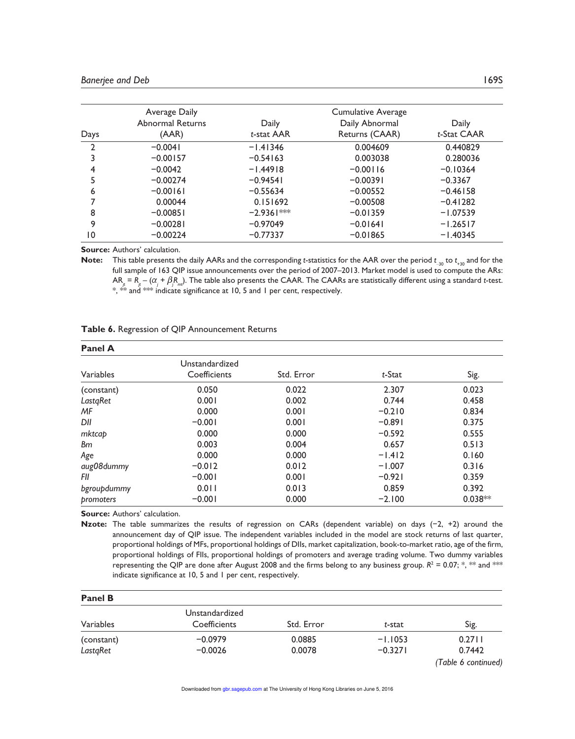| Days | Average Daily Abnormal Returns (AAR) | Daily *t*-stat AAR | Cumulative Average Daily Abnormal Returns (CAAR) | Daily *t*-Stat CAAR |
|---|---|---|---|---|
| 2 | −0.0041 | −1.41346 | 0.004609 | 0.440829 |
| 3 | −0.00157 | −0.54163 | 0.003038 | 0.280036 |
| 4 | −0.0042 | −1.44918 | −0.00116 | −0.10364 |
| 5 | −0.00274 | −0.94541 | −0.00391 | −0.3367 |
| 6 | −0.00161 | −0.55634 | −0.00552 | −0.46158 |
| 7 | 0.00044 | 0.151692 | −0.00508 | −0.41282 |
| 8 | −0.00851 | −2.9361*** | −0.01359 | −1.07539 |
| 9 | −0.00281 | −0.97049 | −0.01641 | −1.26517 |
| 10 | −0.00224 | −0.77337 | −0.01865 | −1.40345 |

**Source:** Authors' calculation.

**Note:** This table presents the daily AARs and the corresponding *t*-statistics for the AAR over the period $t_{-30}$ to $t_{+30}$ and for the full sample of 163 QIP issue announcements over the period of 2007–2013. Market model is used to compute the ARs: $AR_{jt} = R_{jt} - (\alpha_j + \beta_j R_{mt})$. The table also presents the CAAR. The CAARs are statistically different using a standard *t*-test. *, ** and *** indicate significance at 10, 5 and 1 per cent, respectively.

**Table 6.** Regression of QIP Announcement Returns

**Panel A**

| Variables | Unstandardized Coefficients | Std. Error | *t*-Stat | Sig. |
|---|---|---|---|---|
| (constant) | 0.050 | 0.022 | 2.307 | 0.023 |
| *LastqRet* | 0.001 | 0.002 | 0.744 | 0.458 |
| *MF* | 0.000 | 0.001 | −0.210 | 0.834 |
| *DII* | −0.001 | 0.001 | −0.891 | 0.375 |
| *mktcap* | 0.000 | 0.000 | −0.592 | 0.555 |
| *Bm* | 0.003 | 0.004 | 0.657 | 0.513 |
| *Age* | 0.000 | 0.000 | −1.412 | 0.160 |
| *aug08dummy* | −0.012 | 0.012 | −1.007 | 0.316 |
| *FII* | −0.001 | 0.001 | −0.921 | 0.359 |
| *bgroupdummy* | 0.011 | 0.013 | 0.859 | 0.392 |
| *promoters* | −0.001 | 0.000 | −2.100 | 0.038** |

**Source:** Authors' calculation.

**Nzote:** The table summarizes the results of regression on CARs (dependent variable) on days (−2, +2) around the announcement day of QIP issue. The independent variables included in the model are stock returns of last quarter, proportional holdings of MFs, proportional holdings of DIIs, market capitalization, book-to-market ratio, age of the firm, proportional holdings of FIIs, proportional holdings of promoters and average trading volume. Two dummy variables representing the QIP are done after August 2008 and the firms belong to any business group. $R^2 = 0.07$; *, ** and *** indicate significance at 10, 5 and 1 per cent, respectively.

**Panel B**

| Variables | Unstandardized Coefficients | Std. Error | *t*-stat | Sig. |
|---|---|---|---|---|
| (constant) | −0.0979 | 0.0885 | −1.1053 | 0.2711 |
| *LastqRet* | −0.0026 | 0.0078 | −0.3271 | 0.7442 |

*(Table 6 continued)*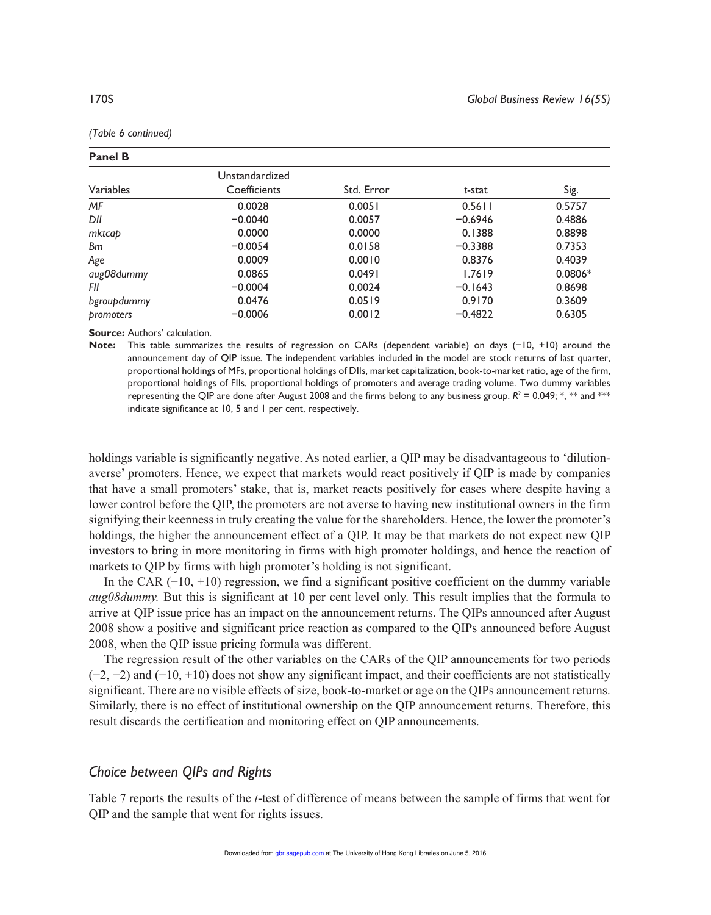*(Table 6 continued)*

**Panel B**

| Variables | Unstandardized Coefficients | Std. Error | *t*-stat | Sig. |
|---|---|---|---|---|
| *MF* | 0.0028 | 0.0051 | 0.5611 | 0.5757 |
| *DII* | −0.0040 | 0.0057 | −0.6946 | 0.4886 |
| *mktcap* | 0.0000 | 0.0000 | 0.1388 | 0.8898 |
| *Bm* | −0.0054 | 0.0158 | −0.3388 | 0.7353 |
| *Age* | 0.0009 | 0.0010 | 0.8376 | 0.4039 |
| *aug08dummy* | 0.0865 | 0.0491 | 1.7619 | 0.0806* |
| *FII* | −0.0004 | 0.0024 | −0.1643 | 0.8698 |
| *bgroupdummy* | 0.0476 | 0.0519 | 0.9170 | 0.3609 |
| *promoters* | −0.0006 | 0.0012 | −0.4822 | 0.6305 |

**Source:** Authors' calculation.

**Note:** This table summarizes the results of regression on CARs (dependent variable) on days (−10, +10) around the announcement day of QIP issue. The independent variables included in the model are stock returns of last quarter, proportional holdings of MFs, proportional holdings of DIIs, market capitalization, book-to-market ratio, age of the firm, proportional holdings of FIIs, proportional holdings of promoters and average trading volume. Two dummy variables representing the QIP are done after August 2008 and the firms belong to any business group. $R^2$ = 0.049; *, ** and *** indicate significance at 10, 5 and 1 per cent, respectively.

holdings variable is significantly negative. As noted earlier, a QIP may be disadvantageous to 'dilution-averse' promoters. Hence, we expect that markets would react positively if QIP is made by companies that have a small promoters' stake, that is, market reacts positively for cases where despite having a lower control before the QIP, the promoters are not averse to having new institutional owners in the firm signifying their keenness in truly creating the value for the shareholders. Hence, the lower the promoter's holdings, the higher the announcement effect of a QIP. It may be that markets do not expect new QIP investors to bring in more monitoring in firms with high promoter holdings, and hence the reaction of markets to QIP by firms with high promoter's holding is not significant.

In the CAR (−10, +10) regression, we find a significant positive coefficient on the dummy variable *aug08dummy.* But this is significant at 10 per cent level only. This result implies that the formula to arrive at QIP issue price has an impact on the announcement returns. The QIPs announced after August 2008 show a positive and significant price reaction as compared to the QIPs announced before August 2008, when the QIP issue pricing formula was different.

The regression result of the other variables on the CARs of the QIP announcements for two periods (−2, +2) and (−10, +10) does not show any significant impact, and their coefficients are not statistically significant. There are no visible effects of size, book-to-market or age on the QIPs announcement returns. Similarly, there is no effect of institutional ownership on the QIP announcement returns. Therefore, this result discards the certification and monitoring effect on QIP announcements.

## *Choice between QIPs and Rights*

Table 7 reports the results of the *t*-test of difference of means between the sample of firms that went for QIP and the sample that went for rights issues.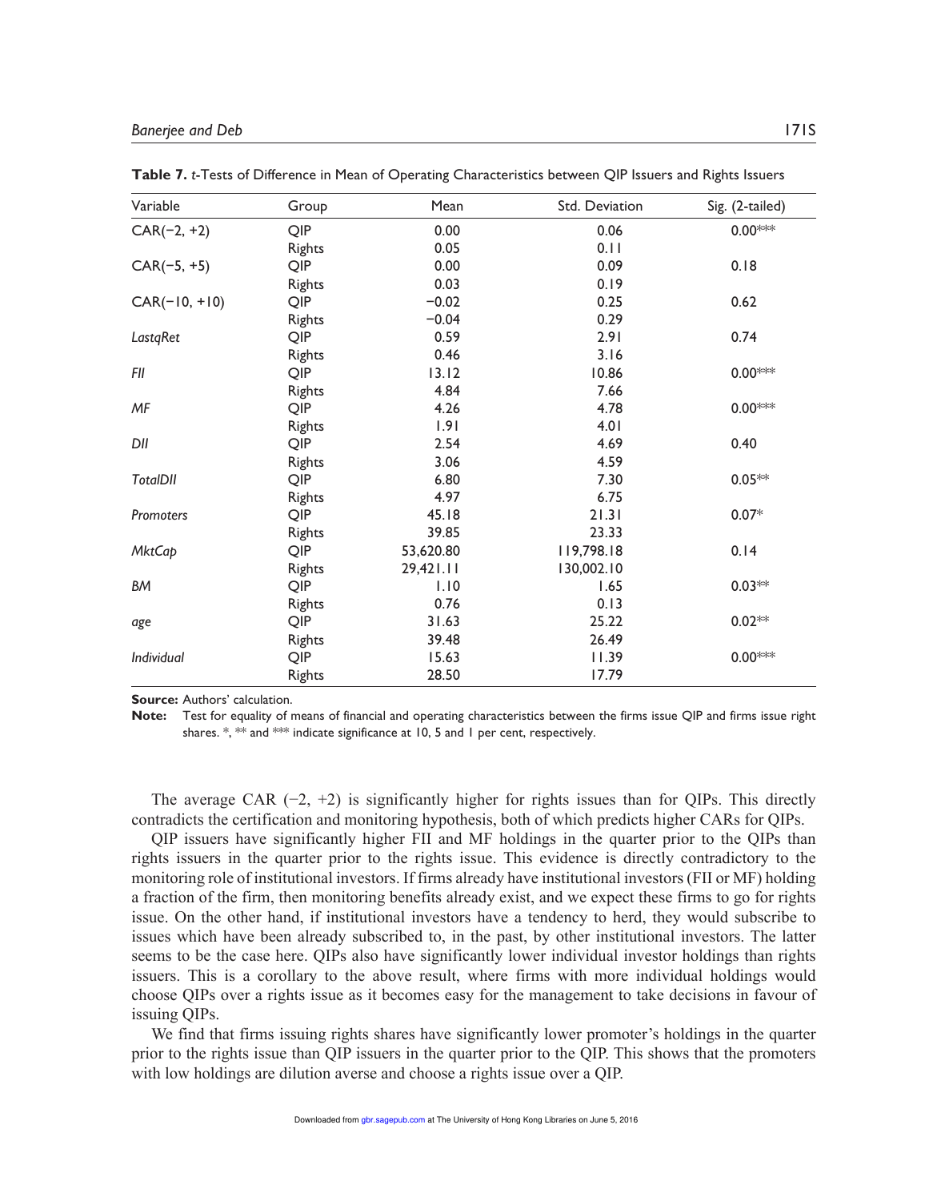**Table 7.** *t*-Tests of Difference in Mean of Operating Characteristics between QIP Issuers and Rights Issuers

| Variable | Group | Mean | Std. Deviation | Sig. (2-tailed) |
|---|---|---|---|---|
| CAR(−2, +2) | QIP | 0.00 | 0.06 | 0.00*** |
| | Rights | 0.05 | 0.11 | |
| CAR(−5, +5) | QIP | 0.00 | 0.09 | 0.18 |
| | Rights | 0.03 | 0.19 | |
| CAR(−10, +10) | QIP | −0.02 | 0.25 | 0.62 |
| | Rights | −0.04 | 0.29 | |
| *LastqRet* | QIP | 0.59 | 2.91 | 0.74 |
| | Rights | 0.46 | 3.16 | |
| *FII* | QIP | 13.12 | 10.86 | 0.00*** |
| | Rights | 4.84 | 7.66 | |
| *MF* | QIP | 4.26 | 4.78 | 0.00*** |
| | Rights | 1.91 | 4.01 | |
| *DII* | QIP | 2.54 | 4.69 | 0.40 |
| | Rights | 3.06 | 4.59 | |
| *TotalDII* | QIP | 6.80 | 7.30 | 0.05** |
| | Rights | 4.97 | 6.75 | |
| *Promoters* | QIP | 45.18 | 21.31 | 0.07* |
| | Rights | 39.85 | 23.33 | |
| *MktCap* | QIP | 53,620.80 | 119,798.18 | 0.14 |
| | Rights | 29,421.11 | 130,002.10 | |
| *BM* | QIP | 1.10 | 1.65 | 0.03** |
| | Rights | 0.76 | 0.13 | |
| *age* | QIP | 31.63 | 25.22 | 0.02** |
| | Rights | 39.48 | 26.49 | |
| *Individual* | QIP | 15.63 | 11.39 | 0.00*** |
| | Rights | 28.50 | 17.79 | |

**Source:** Authors' calculation.

**Note:** Test for equality of means of financial and operating characteristics between the firms issue QIP and firms issue right shares. *, ** and *** indicate significance at 10, 5 and 1 per cent, respectively.

The average CAR (−2, +2) is significantly higher for rights issues than for QIPs. This directly contradicts the certification and monitoring hypothesis, both of which predicts higher CARs for QIPs.

QIP issuers have significantly higher FII and MF holdings in the quarter prior to the QIPs than rights issuers in the quarter prior to the rights issue. This evidence is directly contradictory to the monitoring role of institutional investors. If firms already have institutional investors (FII or MF) holding a fraction of the firm, then monitoring benefits already exist, and we expect these firms to go for rights issue. On the other hand, if institutional investors have a tendency to herd, they would subscribe to issues which have been already subscribed to, in the past, by other institutional investors. The latter seems to be the case here. QIPs also have significantly lower individual investor holdings than rights issuers. This is a corollary to the above result, where firms with more individual holdings would choose QIPs over a rights issue as it becomes easy for the management to take decisions in favour of issuing QIPs.

We find that firms issuing rights shares have significantly lower promoter's holdings in the quarter prior to the rights issue than QIP issuers in the quarter prior to the QIP. This shows that the promoters with low holdings are dilution averse and choose a rights issue over a QIP.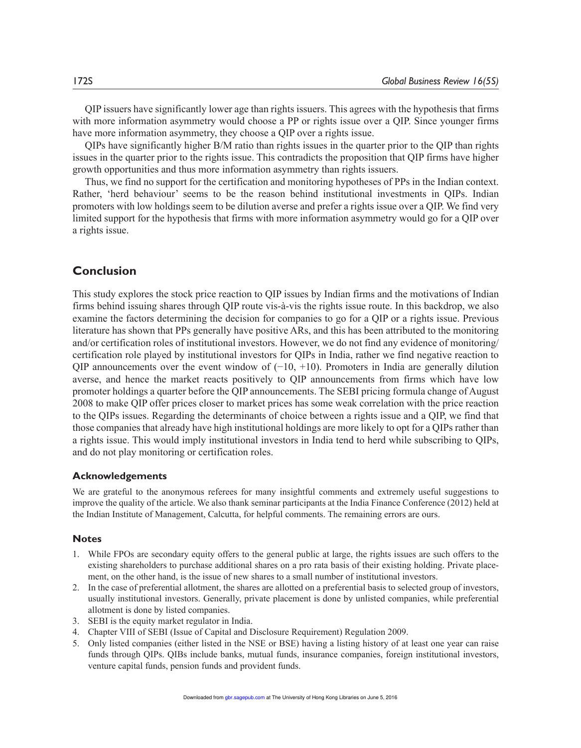QIP issuers have significantly lower age than rights issuers. This agrees with the hypothesis that firms with more information asymmetry would choose a PP or rights issue over a QIP. Since younger firms have more information asymmetry, they choose a QIP over a rights issue.

QIPs have significantly higher B/M ratio than rights issues in the quarter prior to the QIP than rights issues in the quarter prior to the rights issue. This contradicts the proposition that QIP firms have higher growth opportunities and thus more information asymmetry than rights issuers.

Thus, we find no support for the certification and monitoring hypotheses of PPs in the Indian context. Rather, 'herd behaviour' seems to be the reason behind institutional investments in QIPs. Indian promoters with low holdings seem to be dilution averse and prefer a rights issue over a QIP. We find very limited support for the hypothesis that firms with more information asymmetry would go for a QIP over a rights issue.

## Conclusion

This study explores the stock price reaction to QIP issues by Indian firms and the motivations of Indian firms behind issuing shares through QIP route vis-à-vis the rights issue route. In this backdrop, we also examine the factors determining the decision for companies to go for a QIP or a rights issue. Previous literature has shown that PPs generally have positive ARs, and this has been attributed to the monitoring and/or certification roles of institutional investors. However, we do not find any evidence of monitoring/certification role played by institutional investors for QIPs in India, rather we find negative reaction to QIP announcements over the event window of (−10, +10). Promoters in India are generally dilution averse, and hence the market reacts positively to QIP announcements from firms which have low promoter holdings a quarter before the QIP announcements. The SEBI pricing formula change of August 2008 to make QIP offer prices closer to market prices has some weak correlation with the price reaction to the QIPs issues. Regarding the determinants of choice between a rights issue and a QIP, we find that those companies that already have high institutional holdings are more likely to opt for a QIPs rather than a rights issue. This would imply institutional investors in India tend to herd while subscribing to QIPs, and do not play monitoring or certification roles.

### Acknowledgements

We are grateful to the anonymous referees for many insightful comments and extremely useful suggestions to improve the quality of the article. We also thank seminar participants at the India Finance Conference (2012) held at the Indian Institute of Management, Calcutta, for helpful comments. The remaining errors are ours.

### Notes

1. While FPOs are secondary equity offers to the general public at large, the rights issues are such offers to the existing shareholders to purchase additional shares on a pro rata basis of their existing holding. Private placement, on the other hand, is the issue of new shares to a small number of institutional investors.
2. In the case of preferential allotment, the shares are allotted on a preferential basis to selected group of investors, usually institutional investors. Generally, private placement is done by unlisted companies, while preferential allotment is done by listed companies.
3. SEBI is the equity market regulator in India.
4. Chapter VIII of SEBI (Issue of Capital and Disclosure Requirement) Regulation 2009.
5. Only listed companies (either listed in the NSE or BSE) having a listing history of at least one year can raise funds through QIPs. QIBs include banks, mutual funds, insurance companies, foreign institutional investors, venture capital funds, pension funds and provident funds.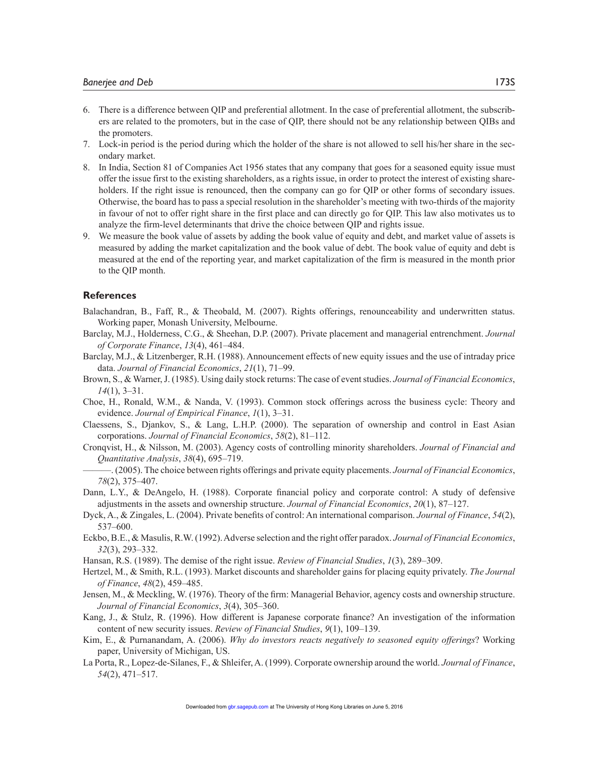6. There is a difference between QIP and preferential allotment. In the case of preferential allotment, the subscribers are related to the promoters, but in the case of QIP, there should not be any relationship between QIBs and the promoters.
7. Lock-in period is the period during which the holder of the share is not allowed to sell his/her share in the secondary market.
8. In India, Section 81 of Companies Act 1956 states that any company that goes for a seasoned equity issue must offer the issue first to the existing shareholders, as a rights issue, in order to protect the interest of existing shareholders. If the right issue is renounced, then the company can go for QIP or other forms of secondary issues. Otherwise, the board has to pass a special resolution in the shareholder's meeting with two-thirds of the majority in favour of not to offer right share in the first place and can directly go for QIP. This law also motivates us to analyze the firm-level determinants that drive the choice between QIP and rights issue.
9. We measure the book value of assets by adding the book value of equity and debt, and market value of assets is measured by adding the market capitalization and the book value of debt. The book value of equity and debt is measured at the end of the reporting year, and market capitalization of the firm is measured in the month prior to the QIP month.

## References

Balachandran, B., Faff, R., & Theobald, M. (2007). Rights offerings, renounceability and underwritten status. Working paper, Monash University, Melbourne.

Barclay, M.J., Holderness, C.G., & Sheehan, D.P. (2007). Private placement and managerial entrenchment. *Journal of Corporate Finance*, *13*(4), 461–484.

Barclay, M.J., & Litzenberger, R.H. (1988). Announcement effects of new equity issues and the use of intraday price data. *Journal of Financial Economics*, *21*(1), 71–99.

Brown, S., & Warner, J. (1985). Using daily stock returns: The case of event studies. *Journal of Financial Economics*, *14*(1), 3–31.

Choe, H., Ronald, W.M., & Nanda, V. (1993). Common stock offerings across the business cycle: Theory and evidence. *Journal of Empirical Finance*, *1*(1), 3–31.

Claessens, S., Djankov, S., & Lang, L.H.P. (2000). The separation of ownership and control in East Asian corporations. *Journal of Financial Economics*, *58*(2), 81–112.

Cronqvist, H., & Nilsson, M. (2003). Agency costs of controlling minority shareholders. *Journal of Financial and Quantitative Analysis*, *38*(4), 695–719.

———. (2005). The choice between rights offerings and private equity placements. *Journal of Financial Economics*, *78*(2), 375–407.

Dann, L.Y., & DeAngelo, H. (1988). Corporate financial policy and corporate control: A study of defensive adjustments in the assets and ownership structure. *Journal of Financial Economics*, *20*(1), 87–127.

Dyck, A., & Zingales, L. (2004). Private benefits of control: An international comparison. *Journal of Finance*, *54*(2), 537–600.

Eckbo, B.E., & Masulis, R.W. (1992). Adverse selection and the right offer paradox. *Journal of Financial Economics*, *32*(3), 293–332.

Hansan, R.S. (1989). The demise of the right issue. *Review of Financial Studies*, *1*(3), 289–309.

Hertzel, M., & Smith, R.L. (1993). Market discounts and shareholder gains for placing equity privately. *The Journal of Finance*, *48*(2), 459–485.

Jensen, M., & Meckling, W. (1976). Theory of the firm: Managerial Behavior, agency costs and ownership structure. *Journal of Financial Economics*, *3*(4), 305–360.

Kang, J., & Stulz, R. (1996). How different is Japanese corporate finance? An investigation of the information content of new security issues. *Review of Financial Studies*, *9*(1), 109–139.

Kim, E., & Purnanandam, A. (2006). *Why do investors reacts negatively to seasoned equity offerings*? Working paper, University of Michigan, US.

La Porta, R., Lopez-de-Silanes, F., & Shleifer, A. (1999). Corporate ownership around the world. *Journal of Finance*, *54*(2), 471–517.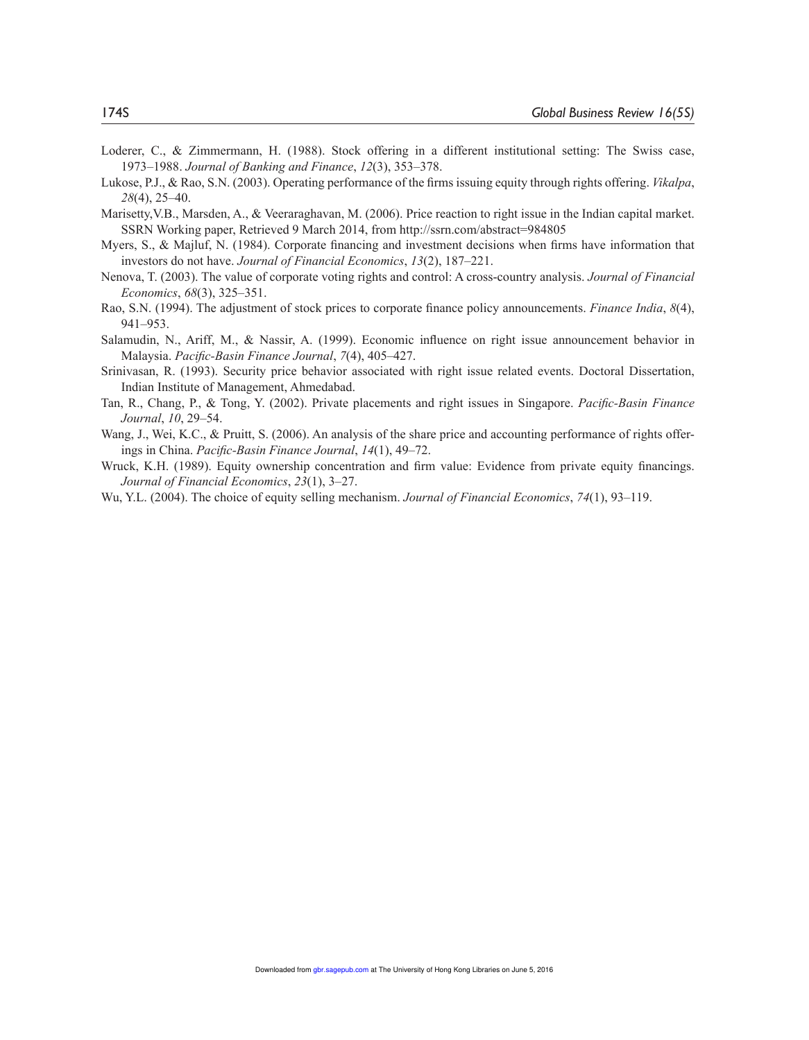Loderer, C., & Zimmermann, H. (1988). Stock offering in a different institutional setting: The Swiss case, 1973–1988. *Journal of Banking and Finance*, *12*(3), 353–378.

Lukose, P.J., & Rao, S.N. (2003). Operating performance of the firms issuing equity through rights offering. *Vikalpa*, *28*(4), 25–40.

Marisetty,V.B., Marsden, A., & Veeraraghavan, M. (2006). Price reaction to right issue in the Indian capital market. SSRN Working paper, Retrieved 9 March 2014, from http://ssrn.com/abstract=984805

Myers, S., & Majluf, N. (1984). Corporate financing and investment decisions when firms have information that investors do not have. *Journal of Financial Economics*, *13*(2), 187–221.

Nenova, T. (2003). The value of corporate voting rights and control: A cross-country analysis. *Journal of Financial Economics*, *68*(3), 325–351.

Rao, S.N. (1994). The adjustment of stock prices to corporate finance policy announcements. *Finance India*, *8*(4), 941–953.

Salamudin, N., Ariff, M., & Nassir, A. (1999). Economic influence on right issue announcement behavior in Malaysia. *Pacific-Basin Finance Journal*, *7*(4), 405–427.

Srinivasan, R. (1993). Security price behavior associated with right issue related events. Doctoral Dissertation, Indian Institute of Management, Ahmedabad.

Tan, R., Chang, P., & Tong, Y. (2002). Private placements and right issues in Singapore. *Pacific-Basin Finance Journal*, *10*, 29–54.

Wang, J., Wei, K.C., & Pruitt, S. (2006). An analysis of the share price and accounting performance of rights offerings in China. *Pacific-Basin Finance Journal*, *14*(1), 49–72.

Wruck, K.H. (1989). Equity ownership concentration and firm value: Evidence from private equity financings. *Journal of Financial Economics*, *23*(1), 3–27.

Wu, Y.L. (2004). The choice of equity selling mechanism. *Journal of Financial Economics*, *74*(1), 93–119.